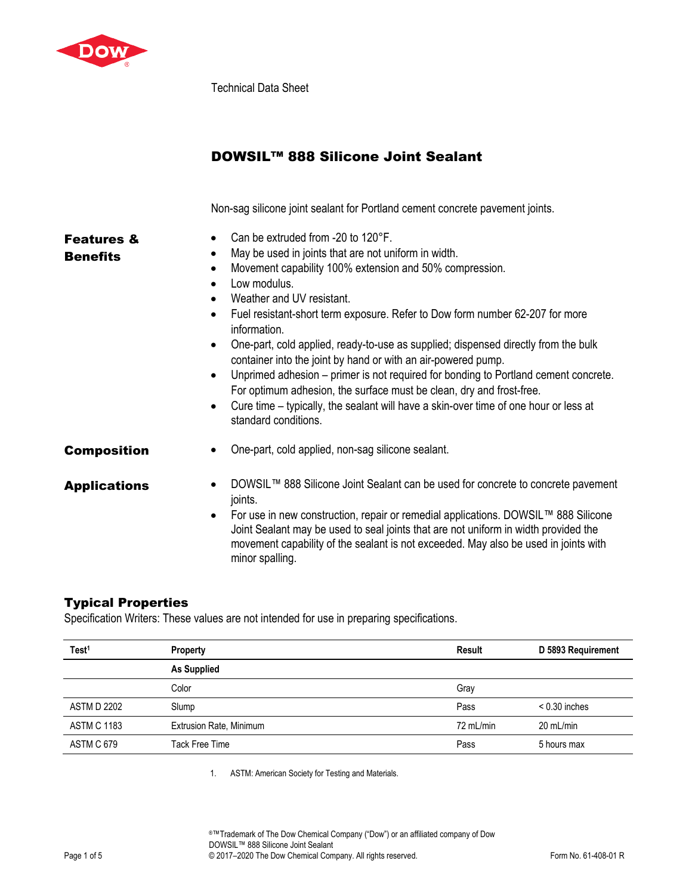Technical Data Sheet

# DOWSIL™ 888 Silicone Joint Sealant

Non-sag silicone joint sealant for Portland cement concrete pavement joints.

## Features & Benefits

- Can be extruded from -20 to 120°F.
- May be used in joints that are not uniform in width.
- Movement capability 100% extension and 50% compression.
- Low modulus.
- Weather and UV resistant.
- Fuel resistant-short term exposure. Refer to Dow form number 62-207 for more information.
- One-part, cold applied, ready-to-use as supplied; dispensed directly from the bulk container into the joint by hand or with an air-powered pump.
- Unprimed adhesion – primer is not required for bonding to Portland cement concrete. For optimum adhesion, the surface must be clean, dry and frost-free.
- Cure time – typically, the sealant will have a skin-over time of one hour or less at standard conditions.

## Composition

- One-part, cold applied, non-sag silicone sealant.

## Applications

- DOWSIL™ 888 Silicone Joint Sealant can be used for concrete to concrete pavement joints.
- For use in new construction, repair or remedial applications. DOWSIL™ 888 Silicone Joint Sealant may be used to seal joints that are not uniform in width provided the movement capability of the sealant is not exceeded. May also be used in joints with minor spalling.

## Typical Properties

Specification Writers: These values are not intended for use in preparing specifications.

| Test[1] | Property | Result | D 5893 Requirement |
|---|---|---|---|
| | **As Supplied** | | |
| | Color | Gray | |
| ASTM D 2202 | Slump | Pass | < 0.30 inches |
| ASTM C 1183 | Extrusion Rate, Minimum | 72 mL/min | 20 mL/min |
| ASTM C 679 | Tack Free Time | Pass | 5 hours max |

1. ASTM: American Society for Testing and Materials.

®™Trademark of The Dow Chemical Company ("Dow") or an affiliated company of Dow
DOWSIL™ 888 Silicone Joint Sealant
© 2017–2020 The Dow Chemical Company. All rights reserved.

Form No. 61-408-01 R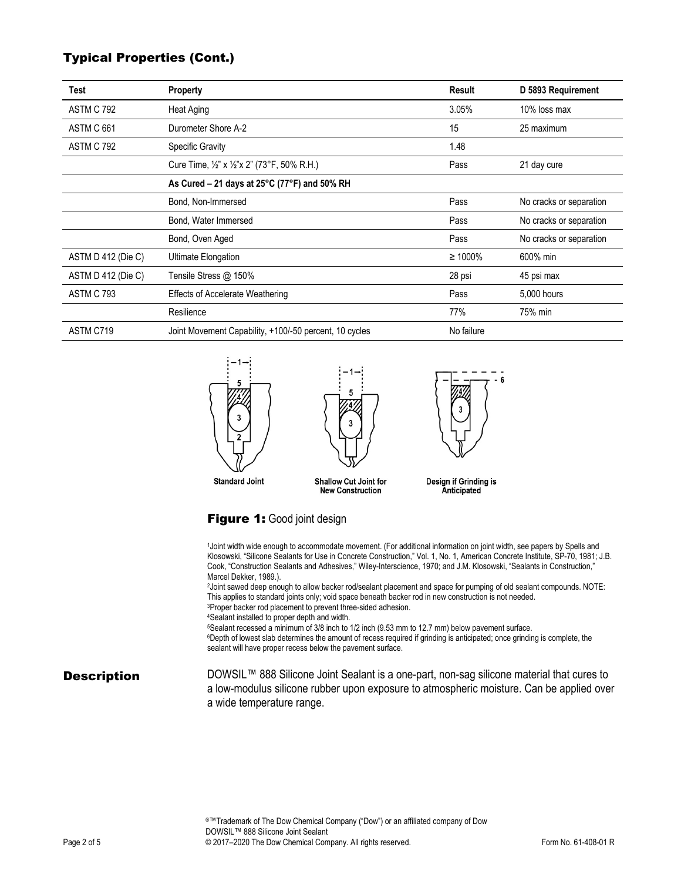## Typical Properties (Cont.)

| Test | Property | Result | D 5893 Requirement |
|---|---|---|---|
| ASTM C 792 | Heat Aging | 3.05% | 10% loss max |
| ASTM C 661 | Durometer Shore A-2 | 15 | 25 maximum |
| ASTM C 792 | Specific Gravity | 1.48 | |
| | Cure Time, ½" x ½"x 2" (73°F, 50% R.H.) | Pass | 21 day cure |
| | **As Cured – 21 days at 25°C (77°F) and 50% RH** | | |
| | Bond, Non-Immersed | Pass | No cracks or separation |
| | Bond, Water Immersed | Pass | No cracks or separation |
| | Bond, Oven Aged | Pass | No cracks or separation |
| ASTM D 412 (Die C) | Ultimate Elongation | ≥ 1000% | 600% min |
| ASTM D 412 (Die C) | Tensile Stress @ 150% | 28 psi | 45 psi max |
| ASTM C 793 | Effects of Accelerate Weathering | Pass | 5,000 hours |
| | Resilience | 77% | 75% min |
| ASTM C719 | Joint Movement Capability, +100/-50 percent, 10 cycles | No failure | |

Standard Joint — Shallow Cut Joint for New Construction — Design if Grinding is Anticipated

**Figure 1:** Good joint design

[1]Joint width wide enough to accommodate movement. (For additional information on joint width, see papers by Spells and Klosowski, "Silicone Sealants for Use in Concrete Construction," Vol. 1, No. 1, American Concrete Institute, SP-70, 1981; J.B. Cook, "Construction Sealants and Adhesives," Wiley-Interscience, 1970; and J.M. Klosowski, "Sealants in Construction," Marcel Dekker, 1989.).
[2]Joint sawed deep enough to allow backer rod/sealant placement and space for pumping of old sealant compounds. NOTE: This applies to standard joints only; void space beneath backer rod in new construction is not needed.
[3]Proper backer rod placement to prevent three-sided adhesion.
[4]Sealant installed to proper depth and width.
[5]Sealant recessed a minimum of 3/8 inch to 1/2 inch (9.53 mm to 12.7 mm) below pavement surface.
[6]Depth of lowest slab determines the amount of recess required if grinding is anticipated; once grinding is complete, the sealant will have proper recess below the pavement surface.

## Description

DOWSIL™ 888 Silicone Joint Sealant is a one-part, non-sag silicone material that cures to a low-modulus silicone rubber upon exposure to atmospheric moisture. Can be applied over a wide temperature range.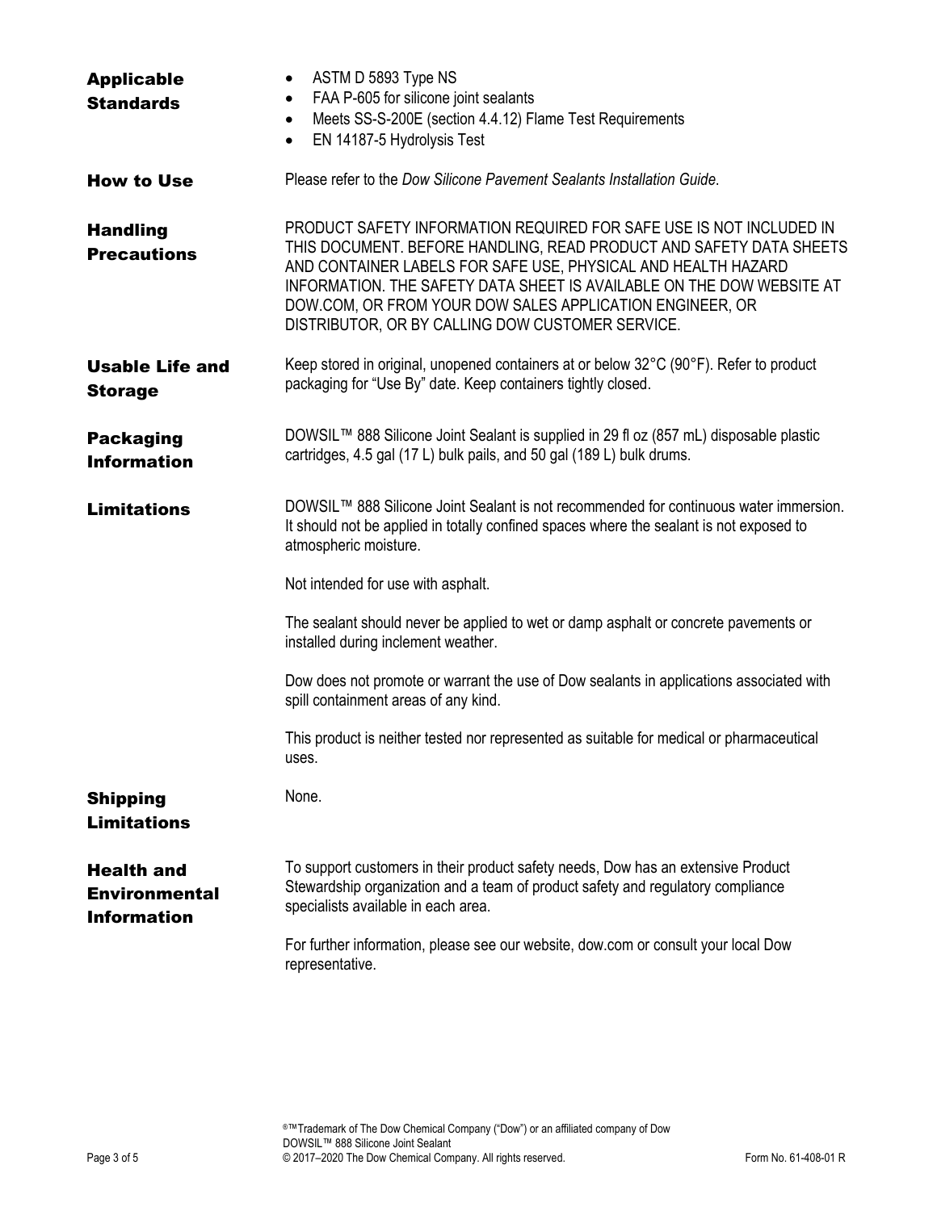## Applicable Standards

- ASTM D 5893 Type NS
- FAA P-605 for silicone joint sealants
- Meets SS-S-200E (section 4.4.12) Flame Test Requirements
- EN 14187-5 Hydrolysis Test

## How to Use

Please refer to the *Dow Silicone Pavement Sealants Installation Guide*.

## Handling Precautions

PRODUCT SAFETY INFORMATION REQUIRED FOR SAFE USE IS NOT INCLUDED IN THIS DOCUMENT. BEFORE HANDLING, READ PRODUCT AND SAFETY DATA SHEETS AND CONTAINER LABELS FOR SAFE USE, PHYSICAL AND HEALTH HAZARD INFORMATION. THE SAFETY DATA SHEET IS AVAILABLE ON THE DOW WEBSITE AT DOW.COM, OR FROM YOUR DOW SALES APPLICATION ENGINEER, OR DISTRIBUTOR, OR BY CALLING DOW CUSTOMER SERVICE.

## Usable Life and Storage

Keep stored in original, unopened containers at or below 32°C (90°F). Refer to product packaging for "Use By" date. Keep containers tightly closed.

## Packaging Information

DOWSIL™ 888 Silicone Joint Sealant is supplied in 29 fl oz (857 mL) disposable plastic cartridges, 4.5 gal (17 L) bulk pails, and 50 gal (189 L) bulk drums.

## Limitations

DOWSIL™ 888 Silicone Joint Sealant is not recommended for continuous water immersion. It should not be applied in totally confined spaces where the sealant is not exposed to atmospheric moisture.

Not intended for use with asphalt.

The sealant should never be applied to wet or damp asphalt or concrete pavements or installed during inclement weather.

Dow does not promote or warrant the use of Dow sealants in applications associated with spill containment areas of any kind.

This product is neither tested nor represented as suitable for medical or pharmaceutical uses.

## Shipping Limitations

None.

## Health and Environmental Information

To support customers in their product safety needs, Dow has an extensive Product Stewardship organization and a team of product safety and regulatory compliance specialists available in each area.

For further information, please see our website, dow.com or consult your local Dow representative.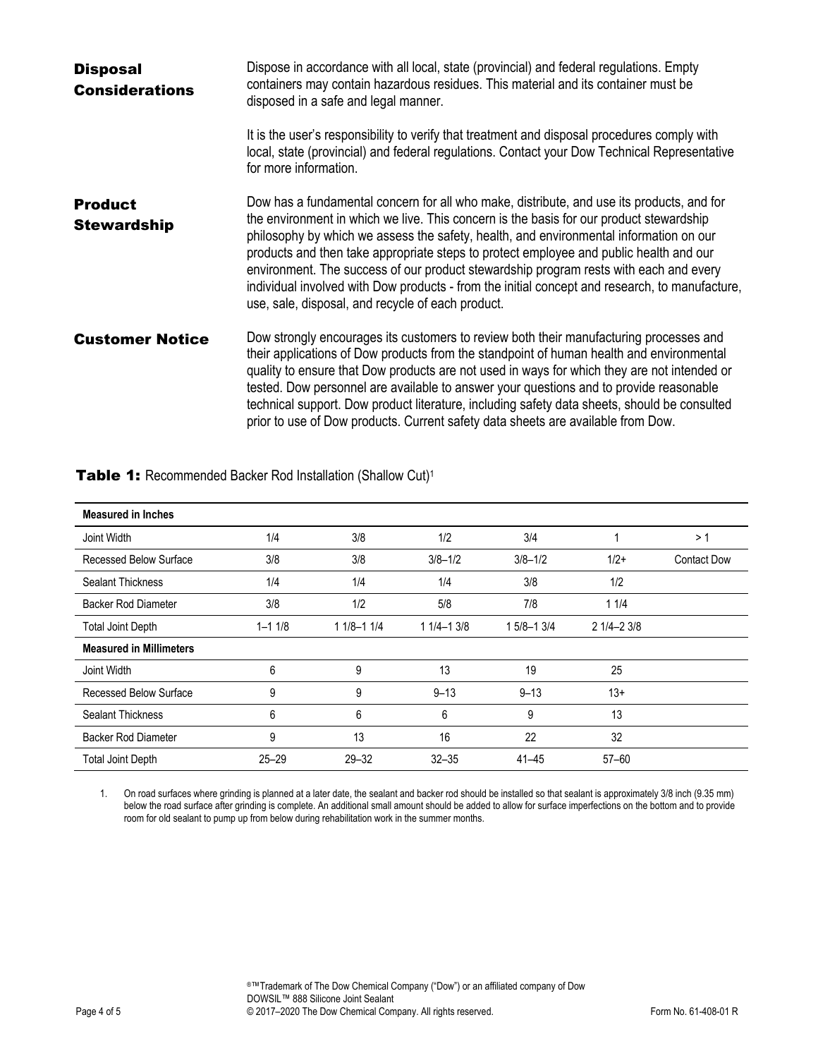## Disposal Considerations

Dispose in accordance with all local, state (provincial) and federal regulations. Empty containers may contain hazardous residues. This material and its container must be disposed in a safe and legal manner.

It is the user's responsibility to verify that treatment and disposal procedures comply with local, state (provincial) and federal regulations. Contact your Dow Technical Representative for more information.

## Product Stewardship

Dow has a fundamental concern for all who make, distribute, and use its products, and for the environment in which we live. This concern is the basis for our product stewardship philosophy by which we assess the safety, health, and environmental information on our products and then take appropriate steps to protect employee and public health and our environment. The success of our product stewardship program rests with each and every individual involved with Dow products - from the initial concept and research, to manufacture, use, sale, disposal, and recycle of each product.

## Customer Notice

Dow strongly encourages its customers to review both their manufacturing processes and their applications of Dow products from the standpoint of human health and environmental quality to ensure that Dow products are not used in ways for which they are not intended or tested. Dow personnel are available to answer your questions and to provide reasonable technical support. Dow product literature, including safety data sheets, should be consulted prior to use of Dow products. Current safety data sheets are available from Dow.

**Table 1:** Recommended Backer Rod Installation (Shallow Cut)[1]

| **Measured in Inches** | | | | | | |
|---|---|---|---|---|---|---|
| Joint Width | 1/4 | 3/8 | 1/2 | 3/4 | 1 | > 1 |
| Recessed Below Surface | 3/8 | 3/8 | 3/8–1/2 | 3/8–1/2 | 1/2+ | Contact Dow |
| Sealant Thickness | 1/4 | 1/4 | 1/4 | 3/8 | 1/2 | |
| Backer Rod Diameter | 3/8 | 1/2 | 5/8 | 7/8 | 1 1/4 | |
| Total Joint Depth | 1–1 1/8 | 1 1/8–1 1/4 | 1 1/4–1 3/8 | 1 5/8–1 3/4 | 2 1/4–2 3/8 | |
| **Measured in Millimeters** | | | | | | |
| Joint Width | 6 | 9 | 13 | 19 | 25 | |
| Recessed Below Surface | 9 | 9 | 9–13 | 9–13 | 13+ | |
| Sealant Thickness | 6 | 6 | 6 | 9 | 13 | |
| Backer Rod Diameter | 9 | 13 | 16 | 22 | 32 | |
| Total Joint Depth | 25–29 | 29–32 | 32–35 | 41–45 | 57–60 | |

1. On road surfaces where grinding is planned at a later date, the sealant and backer rod should be installed so that sealant is approximately 3/8 inch (9.35 mm) below the road surface after grinding is complete. An additional small amount should be added to allow for surface imperfections on the bottom and to provide room for old sealant to pump up from below during rehabilitation work in the summer months.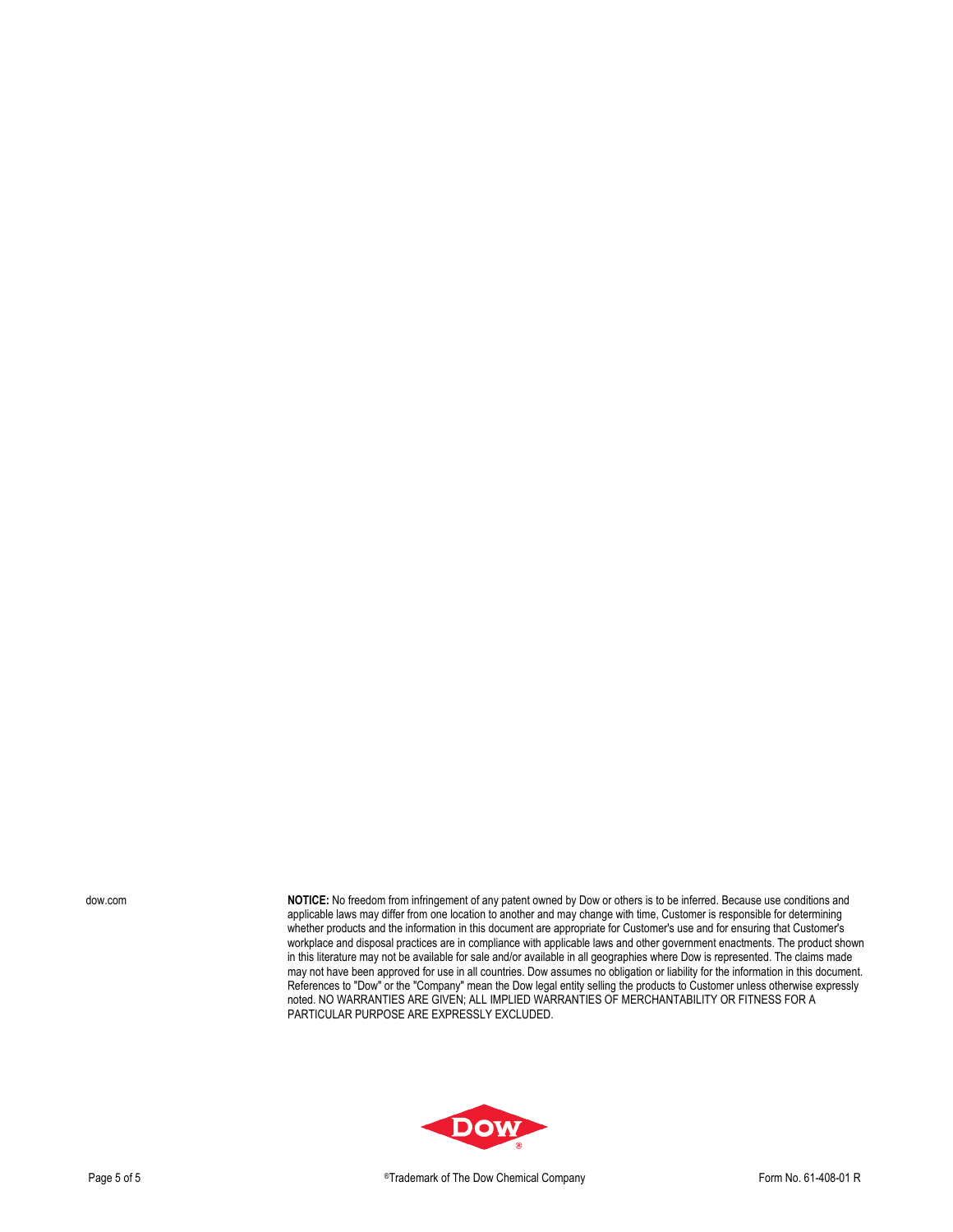dow.com

**NOTICE:** No freedom from infringement of any patent owned by Dow or others is to be inferred. Because use conditions and applicable laws may differ from one location to another and may change with time, Customer is responsible for determining whether products and the information in this document are appropriate for Customer's use and for ensuring that Customer's workplace and disposal practices are in compliance with applicable laws and other government enactments. The product shown in this literature may not be available for sale and/or available in all geographies where Dow is represented. The claims made may not have been approved for use in all countries. Dow assumes no obligation or liability for the information in this document. References to "Dow" or the "Company" mean the Dow legal entity selling the products to Customer unless otherwise expressly noted. NO WARRANTIES ARE GIVEN; ALL IMPLIED WARRANTIES OF MERCHANTABILITY OR FITNESS FOR A PARTICULAR PURPOSE ARE EXPRESSLY EXCLUDED.

®Trademark of The Dow Chemical Company

Form No. 61-408-01 R